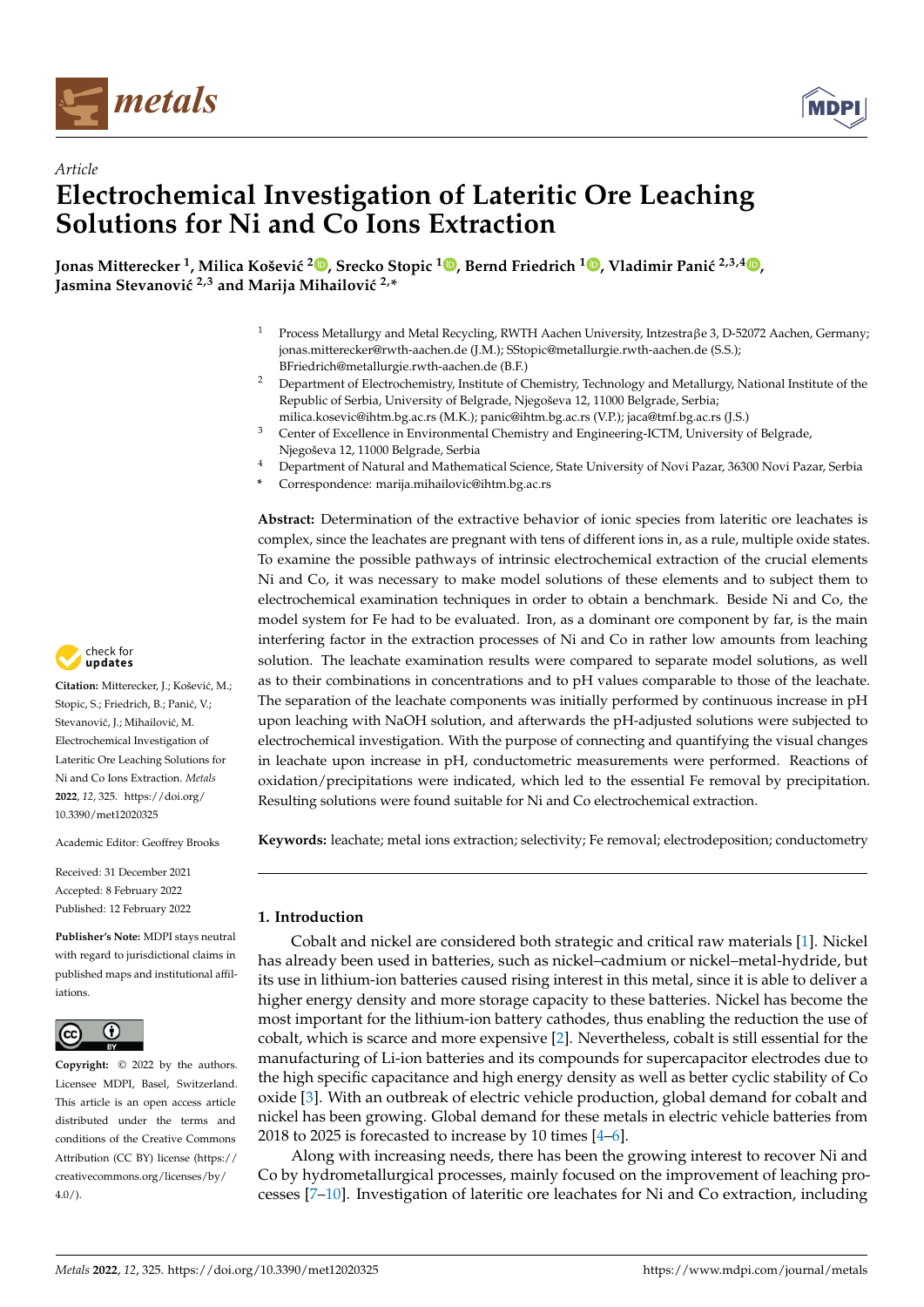*Article*

# Electrochemical Investigation of Lateritic Ore Leaching Solutions for Ni and Co Ions Extraction

**Jonas Mitterecker [1], Milica Košević [2], Srecko Stopic [1], Bernd Friedrich [1], Vladimir Panić [2,3,4], Jasmina Stevanović [2,3] and Marija Mihailović [2,*]**

1 Process Metallurgy and Metal Recycling, RWTH Aachen University, Intzestraβe 3, D-52072 Aachen, Germany; jonas.mitterecker@rwth-aachen.de (J.M.); SStopic@metallurgie.rwth-aachen.de (S.S.); BFriedrich@metallurgie.rwth-aachen.de (B.F.)

2 Department of Electrochemistry, Institute of Chemistry, Technology and Metallurgy, National Institute of the Republic of Serbia, University of Belgrade, Njegoševa 12, 11000 Belgrade, Serbia; milica.kosevic@ihtm.bg.ac.rs (M.K.); panic@ihtm.bg.ac.rs (V.P.); jaca@tmf.bg.ac.rs (J.S.)

3 Center of Excellence in Environmental Chemistry and Engineering-ICTM, University of Belgrade, Njegoševa 12, 11000 Belgrade, Serbia

4 Department of Natural and Mathematical Science, State University of Novi Pazar, 36300 Novi Pazar, Serbia

\* Correspondence: marija.mihailovic@ihtm.bg.ac.rs

**Abstract:** Determination of the extractive behavior of ionic species from lateritic ore leachates is complex, since the leachates are pregnant with tens of different ions in, as a rule, multiple oxide states. To examine the possible pathways of intrinsic electrochemical extraction of the crucial elements Ni and Co, it was necessary to make model solutions of these elements and to subject them to electrochemical examination techniques in order to obtain a benchmark. Beside Ni and Co, the model system for Fe had to be evaluated. Iron, as a dominant ore component by far, is the main interfering factor in the extraction processes of Ni and Co in rather low amounts from leaching solution. The leachate examination results were compared to separate model solutions, as well as to their combinations in concentrations and to pH values comparable to those of the leachate. The separation of the leachate components was initially performed by continuous increase in pH upon leaching with NaOH solution, and afterwards the pH-adjusted solutions were subjected to electrochemical investigation. With the purpose of connecting and quantifying the visual changes in leachate upon increase in pH, conductometric measurements were performed. Reactions of oxidation/precipitations were indicated, which led to the essential Fe removal by precipitation. Resulting solutions were found suitable for Ni and Co electrochemical extraction.

**Keywords:** leachate; metal ions extraction; selectivity; Fe removal; electrodeposition; conductometry

**Citation:** Mitterecker, J.; Košević, M.; Stopic, S.; Friedrich, B.; Panić, V.; Stevanović, J.; Mihailović, M. Electrochemical Investigation of Lateritic Ore Leaching Solutions for Ni and Co Ions Extraction. *Metals* **2022**, *12*, 325. https://doi.org/10.3390/met12020325

Academic Editor: Geoffrey Brooks

Received: 31 December 2021
Accepted: 8 February 2022
Published: 12 February 2022

**Publisher's Note:** MDPI stays neutral with regard to jurisdictional claims in published maps and institutional affiliations.

**Copyright:** © 2022 by the authors. Licensee MDPI, Basel, Switzerland. This article is an open access article distributed under the terms and conditions of the Creative Commons Attribution (CC BY) license (https://creativecommons.org/licenses/by/4.0/).

## 1. Introduction

Cobalt and nickel are considered both strategic and critical raw materials [1]. Nickel has already been used in batteries, such as nickel–cadmium or nickel–metal-hydride, but its use in lithium-ion batteries caused rising interest in this metal, since it is able to deliver a higher energy density and more storage capacity to these batteries. Nickel has become the most important for the lithium-ion battery cathodes, thus enabling the reduction the use of cobalt, which is scarce and more expensive [2]. Nevertheless, cobalt is still essential for the manufacturing of Li-ion batteries and its compounds for supercapacitor electrodes due to the high specific capacitance and high energy density as well as better cyclic stability of Co oxide [3]. With an outbreak of electric vehicle production, global demand for cobalt and nickel has been growing. Global demand for these metals in electric vehicle batteries from 2018 to 2025 is forecasted to increase by 10 times [4–6].

Along with increasing needs, there has been the growing interest to recover Ni and Co by hydrometallurgical processes, mainly focused on the improvement of leaching processes [7–10]. Investigation of lateritic ore leachates for Ni and Co extraction, including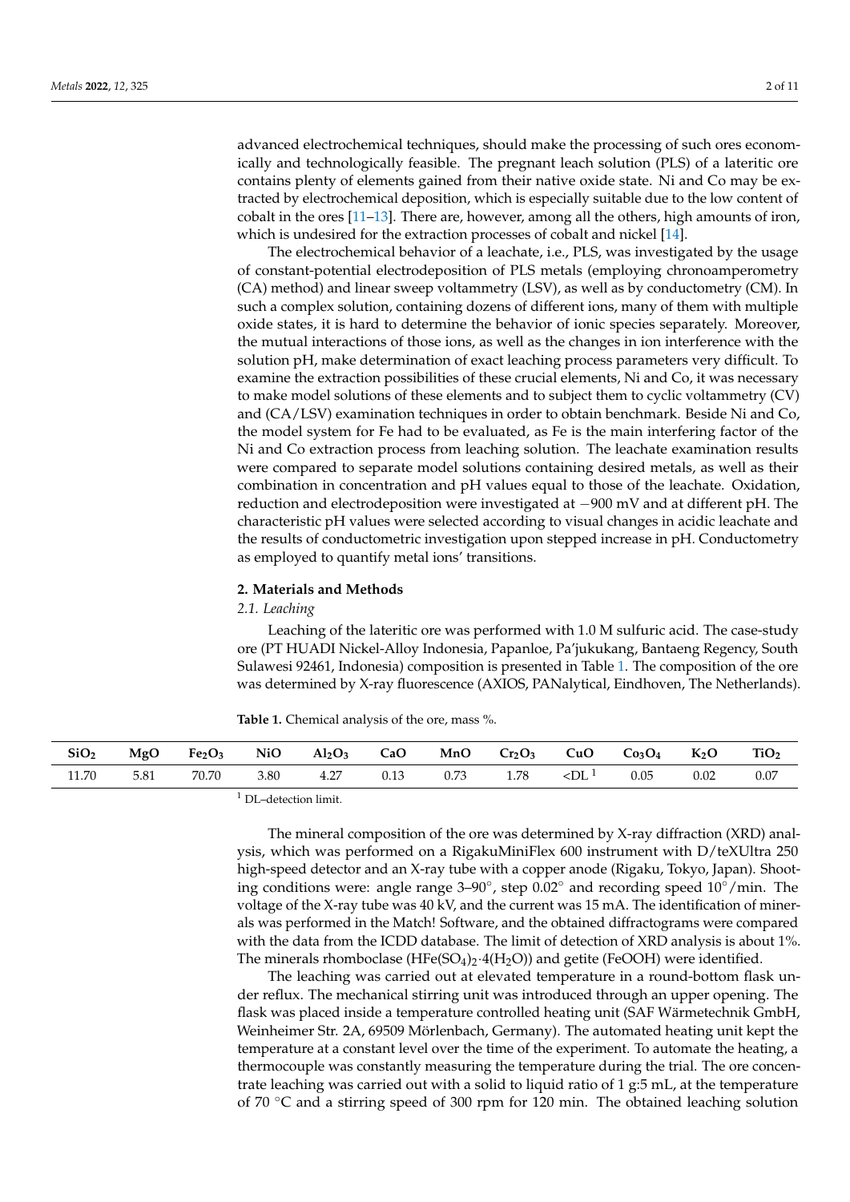advanced electrochemical techniques, should make the processing of such ores economically and technologically feasible. The pregnant leach solution (PLS) of a lateritic ore contains plenty of elements gained from their native oxide state. Ni and Co may be extracted by electrochemical deposition, which is especially suitable due to the low content of cobalt in the ores [11–13]. There are, however, among all the others, high amounts of iron, which is undesired for the extraction processes of cobalt and nickel [14].

The electrochemical behavior of a leachate, i.e., PLS, was investigated by the usage of constant-potential electrodeposition of PLS metals (employing chronoamperometry (CA) method) and linear sweep voltammetry (LSV), as well as by conductometry (CM). In such a complex solution, containing dozens of different ions, many of them with multiple oxide states, it is hard to determine the behavior of ionic species separately. Moreover, the mutual interactions of those ions, as well as the changes in ion interference with the solution pH, make determination of exact leaching process parameters very difficult. To examine the extraction possibilities of these crucial elements, Ni and Co, it was necessary to make model solutions of these elements and to subject them to cyclic voltammetry (CV) and (CA/LSV) examination techniques in order to obtain benchmark. Beside Ni and Co, the model system for Fe had to be evaluated, as Fe is the main interfering factor of the Ni and Co extraction process from leaching solution. The leachate examination results were compared to separate model solutions containing desired metals, as well as their combination in concentration and pH values equal to those of the leachate. Oxidation, reduction and electrodeposition were investigated at −900 mV and at different pH. The characteristic pH values were selected according to visual changes in acidic leachate and the results of conductometric investigation upon stepped increase in pH. Conductometry as employed to quantify metal ions' transitions.

## 2. Materials and Methods

### *2.1. Leaching*

Leaching of the lateritic ore was performed with 1.0 M sulfuric acid. The case-study ore (PT HUADI Nickel-Alloy Indonesia, Papanloe, Pa'jukukang, Bantaeng Regency, South Sulawesi 92461, Indonesia) composition is presented in Table 1. The composition of the ore was determined by X-ray fluorescence (AXIOS, PANalytical, Eindhoven, The Netherlands).

**Table 1.** Chemical analysis of the ore, mass %.

| $SiO_2$ | MgO | $Fe_2O_3$ | NiO | $Al_2O_3$ | CaO | MnO | $Cr_2O_3$ | CuO | $Co_3O_4$ | $K_2O$ | $TiO_2$ |
|---|---|---|---|---|---|---|---|---|---|---|---|
| 11.70 | 5.81 | 70.70 | 3.80 | 4.27 | 0.13 | 0.73 | 1.78 | <DL [1] | 0.05 | 0.02 | 0.07 |

[1] DL–detection limit.

The mineral composition of the ore was determined by X-ray diffraction (XRD) analysis, which was performed on a RigakuMiniFlex 600 instrument with D/teXUltra 250 high-speed detector and an X-ray tube with a copper anode (Rigaku, Tokyo, Japan). Shooting conditions were: angle range 3–90°, step 0.02° and recording speed 10°/min. The voltage of the X-ray tube was 40 kV, and the current was 15 mA. The identification of minerals was performed in the Match! Software, and the obtained diffractograms were compared with the data from the ICDD database. The limit of detection of XRD analysis is about 1%. The minerals rhomboclase ($HFe(SO_4)_2 \cdot 4(H_2O)$) and getite (FeOOH) were identified.

The leaching was carried out at elevated temperature in a round-bottom flask under reflux. The mechanical stirring unit was introduced through an upper opening. The flask was placed inside a temperature controlled heating unit (SAF Wärmetechnik GmbH, Weinheimer Str. 2A, 69509 Mörlenbach, Germany). The automated heating unit kept the temperature at a constant level over the time of the experiment. To automate the heating, a thermocouple was constantly measuring the temperature during the trial. The ore concentrate leaching was carried out with a solid to liquid ratio of 1 g:5 mL, at the temperature of 70 °C and a stirring speed of 300 rpm for 120 min. The obtained leaching solution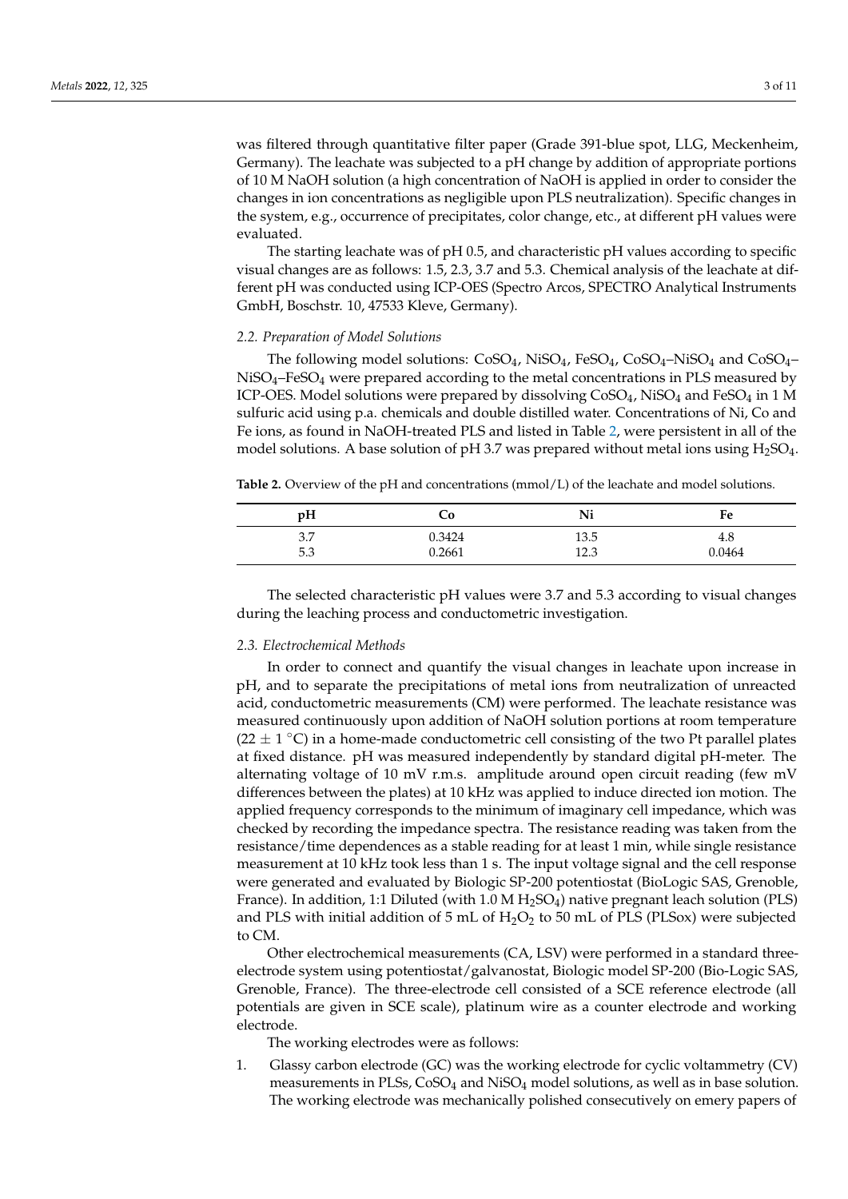was filtered through quantitative filter paper (Grade 391-blue spot, LLG, Meckenheim, Germany). The leachate was subjected to a pH change by addition of appropriate portions of 10 M NaOH solution (a high concentration of NaOH is applied in order to consider the changes in ion concentrations as negligible upon PLS neutralization). Specific changes in the system, e.g., occurrence of precipitates, color change, etc., at different pH values were evaluated.

The starting leachate was of pH 0.5, and characteristic pH values according to specific visual changes are as follows: 1.5, 2.3, 3.7 and 5.3. Chemical analysis of the leachate at different pH was conducted using ICP-OES (Spectro Arcos, SPECTRO Analytical Instruments GmbH, Boschstr. 10, 47533 Kleve, Germany).

### *2.2. Preparation of Model Solutions*

The following model solutions: $CoSO_4$, $NiSO_4$, $FeSO_4$, $CoSO_4$–$NiSO_4$ and $CoSO_4$–$NiSO_4$–$FeSO_4$ were prepared according to the metal concentrations in PLS measured by ICP-OES. Model solutions were prepared by dissolving $CoSO_4$, $NiSO_4$ and $FeSO_4$ in 1 M sulfuric acid using p.a. chemicals and double distilled water. Concentrations of Ni, Co and Fe ions, as found in NaOH-treated PLS and listed in Table 2, were persistent in all of the model solutions. A base solution of pH 3.7 was prepared without metal ions using $H_2SO_4$.

**Table 2.** Overview of the pH and concentrations (mmol/L) of the leachate and model solutions.

| pH | Co | Ni | Fe |
|---|---|---|---|
| 3.7 | 0.3424 | 13.5 | 4.8 |
| 5.3 | 0.2661 | 12.3 | 0.0464 |

The selected characteristic pH values were 3.7 and 5.3 according to visual changes during the leaching process and conductometric investigation.

### *2.3. Electrochemical Methods*

In order to connect and quantify the visual changes in leachate upon increase in pH, and to separate the precipitations of metal ions from neutralization of unreacted acid, conductometric measurements (CM) were performed. The leachate resistance was measured continuously upon addition of NaOH solution portions at room temperature ($22 \pm 1$ °C) in a home-made conductometric cell consisting of the two Pt parallel plates at fixed distance. pH was measured independently by standard digital pH-meter. The alternating voltage of 10 mV r.m.s. amplitude around open circuit reading (few mV differences between the plates) at 10 kHz was applied to induce directed ion motion. The applied frequency corresponds to the minimum of imaginary cell impedance, which was checked by recording the impedance spectra. The resistance reading was taken from the resistance/time dependences as a stable reading for at least 1 min, while single resistance measurement at 10 kHz took less than 1 s. The input voltage signal and the cell response were generated and evaluated by Biologic SP-200 potentiostat (BioLogic SAS, Grenoble, France). In addition, 1:1 Diluted (with 1.0 M $H_2SO_4$) native pregnant leach solution (PLS) and PLS with initial addition of 5 mL of $H_2O_2$ to 50 mL of PLS (PLSox) were subjected to CM.

Other electrochemical measurements (CA, LSV) were performed in a standard three-electrode system using potentiostat/galvanostat, Biologic model SP-200 (Bio-Logic SAS, Grenoble, France). The three-electrode cell consisted of a SCE reference electrode (all potentials are given in SCE scale), platinum wire as a counter electrode and working electrode.

The working electrodes were as follows:

1. Glassy carbon electrode (GC) was the working electrode for cyclic voltammetry (CV) measurements in PLSs, $CoSO_4$ and $NiSO_4$ model solutions, as well as in base solution. The working electrode was mechanically polished consecutively on emery papers of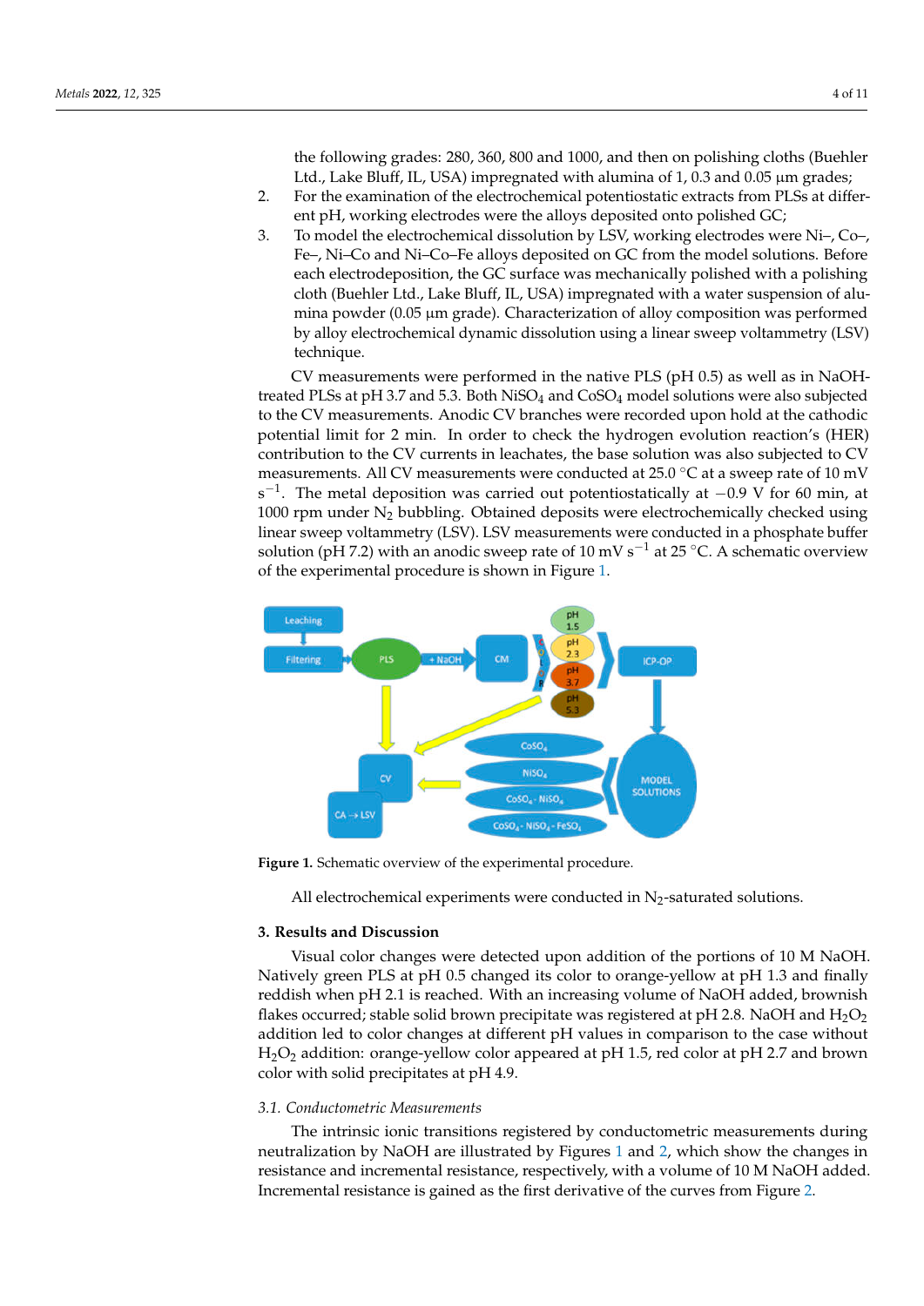the following grades: 280, 360, 800 and 1000, and then on polishing cloths (Buehler Ltd., Lake Bluff, IL, USA) impregnated with alumina of 1, 0.3 and 0.05 µm grades;

2. For the examination of the electrochemical potentiostatic extracts from PLSs at different pH, working electrodes were the alloys deposited onto polished GC;
3. To model the electrochemical dissolution by LSV, working electrodes were Ni–, Co–, Fe–, Ni–Co and Ni–Co–Fe alloys deposited on GC from the model solutions. Before each electrodeposition, the GC surface was mechanically polished with a polishing cloth (Buehler Ltd., Lake Bluff, IL, USA) impregnated with a water suspension of alumina powder (0.05 µm grade). Characterization of alloy composition was performed by alloy electrochemical dynamic dissolution using a linear sweep voltammetry (LSV) technique.

CV measurements were performed in the native PLS (pH 0.5) as well as in NaOH-treated PLSs at pH 3.7 and 5.3. Both $NiSO_4$ and $CoSO_4$ model solutions were also subjected to the CV measurements. Anodic CV branches were recorded upon hold at the cathodic potential limit for 2 min. In order to check the hydrogen evolution reaction's (HER) contribution to the CV currents in leachates, the base solution was also subjected to CV measurements. All CV measurements were conducted at 25.0 °C at a sweep rate of 10 mV $s^{-1}$. The metal deposition was carried out potentiostatically at −0.9 V for 60 min, at 1000 rpm under $N_2$ bubbling. Obtained deposits were electrochemically checked using linear sweep voltammetry (LSV). LSV measurements were conducted in a phosphate buffer solution (pH 7.2) with an anodic sweep rate of 10 mV $s^{-1}$ at 25 °C. A schematic overview of the experimental procedure is shown in Figure 1.

**Figure 1.** Schematic overview of the experimental procedure.

All electrochemical experiments were conducted in $N_2$-saturated solutions.

## 3. Results and Discussion

Visual color changes were detected upon addition of the portions of 10 M NaOH. Natively green PLS at pH 0.5 changed its color to orange-yellow at pH 1.3 and finally reddish when pH 2.1 is reached. With an increasing volume of NaOH added, brownish flakes occurred; stable solid brown precipitate was registered at pH 2.8. NaOH and $H_2O_2$ addition led to color changes at different pH values in comparison to the case without $H_2O_2$ addition: orange-yellow color appeared at pH 1.5, red color at pH 2.7 and brown color with solid precipitates at pH 4.9.

### 3.1. Conductometric Measurements

The intrinsic ionic transitions registered by conductometric measurements during neutralization by NaOH are illustrated by Figures 1 and 2, which show the changes in resistance and incremental resistance, respectively, with a volume of 10 M NaOH added. Incremental resistance is gained as the first derivative of the curves from Figure 2.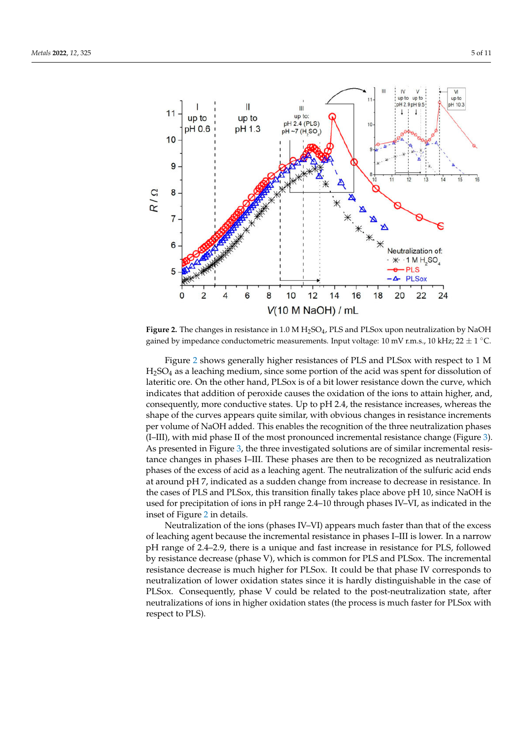**Figure 2.** The changes in resistance in 1.0 M $H_2SO_4$, PLS and PLSox upon neutralization by NaOH gained by impedance conductometric measurements. Input voltage: 10 mV r.m.s., 10 kHz; 22 ± 1 °C.

Figure 2 shows generally higher resistances of PLS and PLSox with respect to 1 M $H_2SO_4$ as a leaching medium, since some portion of the acid was spent for dissolution of lateritic ore. On the other hand, PLSox is of a bit lower resistance down the curve, which indicates that addition of peroxide causes the oxidation of the ions to attain higher, and, consequently, more conductive states. Up to pH 2.4, the resistance increases, whereas the shape of the curves appears quite similar, with obvious changes in resistance increments per volume of NaOH added. This enables the recognition of the three neutralization phases (I–III), with mid phase II of the most pronounced incremental resistance change (Figure 3). As presented in Figure 3, the three investigated solutions are of similar incremental resistance changes in phases I–III. These phases are then to be recognized as neutralization phases of the excess of acid as a leaching agent. The neutralization of the sulfuric acid ends at around pH 7, indicated as a sudden change from increase to decrease in resistance. In the cases of PLS and PLSox, this transition finally takes place above pH 10, since NaOH is used for precipitation of ions in pH range 2.4–10 through phases IV–VI, as indicated in the inset of Figure 2 in details.

Neutralization of the ions (phases IV–VI) appears much faster than that of the excess of leaching agent because the incremental resistance in phases I–III is lower. In a narrow pH range of 2.4–2.9, there is a unique and fast increase in resistance for PLS, followed by resistance decrease (phase V), which is common for PLS and PLSox. The incremental resistance decrease is much higher for PLSox. It could be that phase IV corresponds to neutralization of lower oxidation states since it is hardly distinguishable in the case of PLSox. Consequently, phase V could be related to the post-neutralization state, after neutralizations of ions in higher oxidation states (the process is much faster for PLSox with respect to PLS).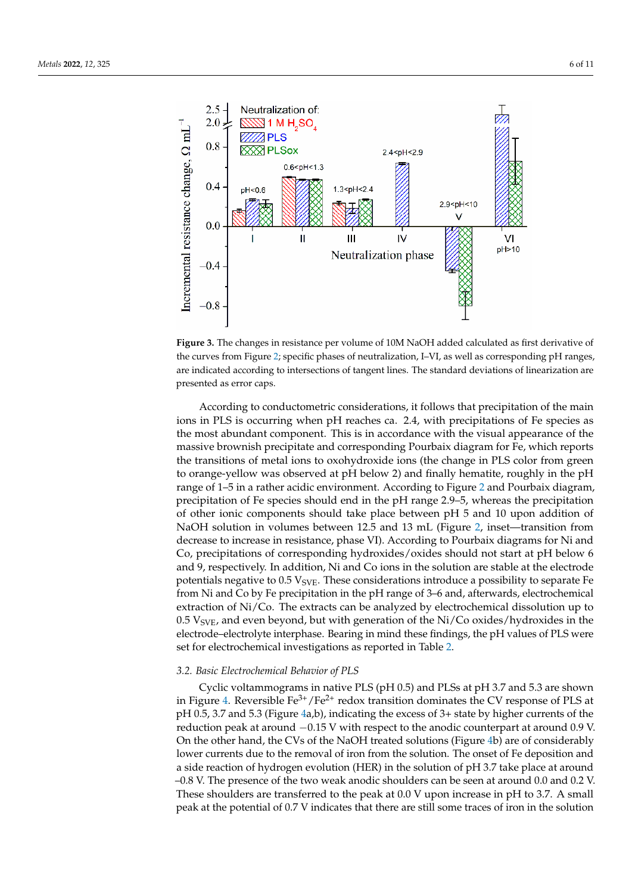**Figure 3.** The changes in resistance per volume of 10M NaOH added calculated as first derivative of the curves from Figure 2; specific phases of neutralization, I–VI, as well as corresponding pH ranges, are indicated according to intersections of tangent lines. The standard deviations of linearization are presented as error caps.

According to conductometric considerations, it follows that precipitation of the main ions in PLS is occurring when pH reaches ca. 2.4, with precipitations of Fe species as the most abundant component. This is in accordance with the visual appearance of the massive brownish precipitate and corresponding Pourbaix diagram for Fe, which reports the transitions of metal ions to oxohydroxide ions (the change in PLS color from green to orange-yellow was observed at pH below 2) and finally hematite, roughly in the pH range of 1–5 in a rather acidic environment. According to Figure 2 and Pourbaix diagram, precipitation of Fe species should end in the pH range 2.9–5, whereas the precipitation of other ionic components should take place between pH 5 and 10 upon addition of NaOH solution in volumes between 12.5 and 13 mL (Figure 2, inset—transition from decrease to increase in resistance, phase VI). According to Pourbaix diagrams for Ni and Co, precipitations of corresponding hydroxides/oxides should not start at pH below 6 and 9, respectively. In addition, Ni and Co ions in the solution are stable at the electrode potentials negative to 0.5 $V_{SVE}$. These considerations introduce a possibility to separate Fe from Ni and Co by Fe precipitation in the pH range of 3–6 and, afterwards, electrochemical extraction of Ni/Co. The extracts can be analyzed by electrochemical dissolution up to 0.5 $V_{SVE}$, and even beyond, but with generation of the Ni/Co oxides/hydroxides in the electrode–electrolyte interphase. Bearing in mind these findings, the pH values of PLS were set for electrochemical investigations as reported in Table 2.

### 3.2. Basic Electrochemical Behavior of PLS

Cyclic voltammograms in native PLS (pH 0.5) and PLSs at pH 3.7 and 5.3 are shown in Figure 4. Reversible $Fe^{3+}/Fe^{2+}$ redox transition dominates the CV response of PLS at pH 0.5, 3.7 and 5.3 (Figure 4a,b), indicating the excess of 3+ state by higher currents of the reduction peak at around −0.15 V with respect to the anodic counterpart at around 0.9 V. On the other hand, the CVs of the NaOH treated solutions (Figure 4b) are of considerably lower currents due to the removal of iron from the solution. The onset of Fe deposition and a side reaction of hydrogen evolution (HER) in the solution of pH 3.7 take place at around –0.8 V. The presence of the two weak anodic shoulders can be seen at around 0.0 and 0.2 V. These shoulders are transferred to the peak at 0.0 V upon increase in pH to 3.7. A small peak at the potential of 0.7 V indicates that there are still some traces of iron in the solution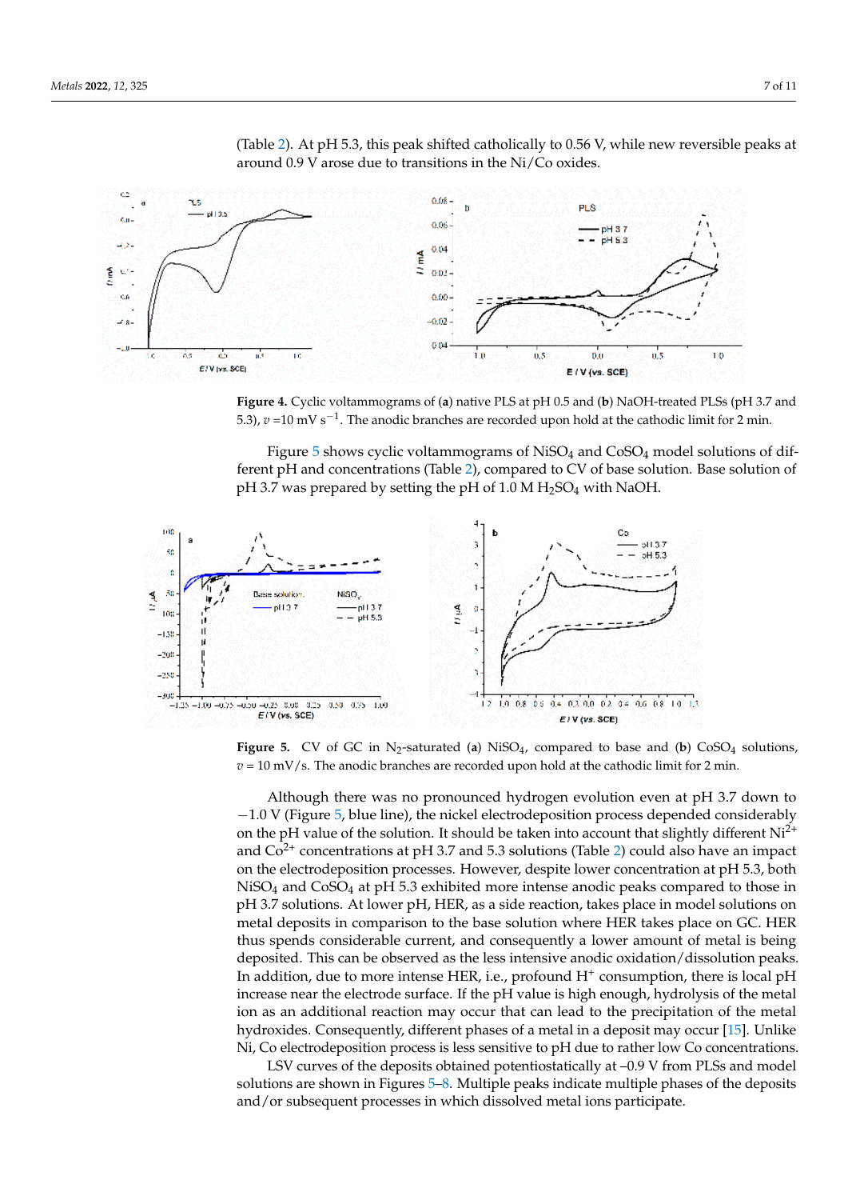(Table 2). At pH 5.3, this peak shifted catholically to 0.56 V, while new reversible peaks at around 0.9 V arose due to transitions in the Ni/Co oxides.

**Figure 4.** Cyclic voltammograms of (**a**) native PLS at pH 0.5 and (**b**) NaOH-treated PLSs (pH 3.7 and 5.3), $v$ =10 mV s$^{-1}$. The anodic branches are recorded upon hold at the cathodic limit for 2 min.

Figure 5 shows cyclic voltammograms of $NiSO_4$ and $CoSO_4$ model solutions of different pH and concentrations (Table 2), compared to CV of base solution. Base solution of pH 3.7 was prepared by setting the pH of 1.0 M $H_2SO_4$ with NaOH.

**Figure 5.** CV of GC in $N_2$-saturated (**a**) $NiSO_4$, compared to base and (**b**) $CoSO_4$ solutions, $v$ = 10 mV/s. The anodic branches are recorded upon hold at the cathodic limit for 2 min.

Although there was no pronounced hydrogen evolution even at pH 3.7 down to −1.0 V (Figure 5, blue line), the nickel electrodeposition process depended considerably on the pH value of the solution. It should be taken into account that slightly different $Ni^{2+}$ and $Co^{2+}$ concentrations at pH 3.7 and 5.3 solutions (Table 2) could also have an impact on the electrodeposition processes. However, despite lower concentration at pH 5.3, both $NiSO_4$ and $CoSO_4$ at pH 5.3 exhibited more intense anodic peaks compared to those in pH 3.7 solutions. At lower pH, HER, as a side reaction, takes place in model solutions on metal deposits in comparison to the base solution where HER takes place on GC. HER thus spends considerable current, and consequently a lower amount of metal is being deposited. This can be observed as the less intensive anodic oxidation/dissolution peaks. In addition, due to more intense HER, i.e., profound $H^+$ consumption, there is local pH increase near the electrode surface. If the pH value is high enough, hydrolysis of the metal ion as an additional reaction may occur that can lead to the precipitation of the metal hydroxides. Consequently, different phases of a metal in a deposit may occur [15]. Unlike Ni, Co electrodeposition process is less sensitive to pH due to rather low Co concentrations.

LSV curves of the deposits obtained potentiostatically at –0.9 V from PLSs and model solutions are shown in Figures 5–8. Multiple peaks indicate multiple phases of the deposits and/or subsequent processes in which dissolved metal ions participate.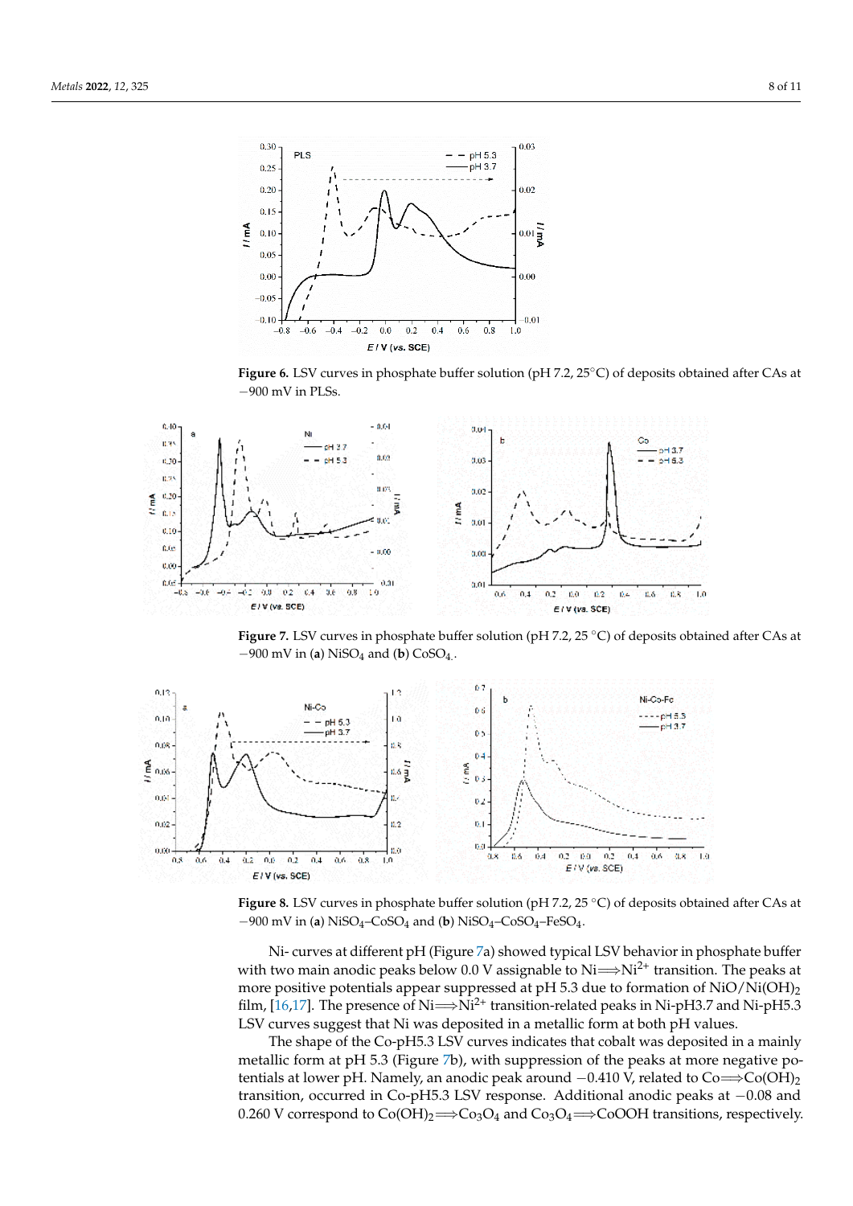**Figure 6.** LSV curves in phosphate buffer solution (pH 7.2, 25 °C) of deposits obtained after CAs at −900 mV in PLSs.

**Figure 7.** LSV curves in phosphate buffer solution (pH 7.2, 25 °C) of deposits obtained after CAs at −900 mV in (**a**) $NiSO_4$ and (**b**) $CoSO_4$.

**Figure 8.** LSV curves in phosphate buffer solution (pH 7.2, 25 °C) of deposits obtained after CAs at −900 mV in (**a**) $NiSO_4$–$CoSO_4$ and (**b**) $NiSO_4$–$CoSO_4$–$FeSO_4$.

Ni- curves at different pH (Figure 7a) showed typical LSV behavior in phosphate buffer with two main anodic peaks below 0.0 V assignable to $Ni \Longrightarrow Ni^{2+}$ transition. The peaks at more positive potentials appear suppressed at pH 5.3 due to formation of $NiO/Ni(OH)_2$ film, [16,17]. The presence of $Ni \Longrightarrow Ni^{2+}$ transition-related peaks in Ni-pH3.7 and Ni-pH5.3 LSV curves suggest that Ni was deposited in a metallic form at both pH values.

The shape of the Co-pH5.3 LSV curves indicates that cobalt was deposited in a mainly metallic form at pH 5.3 (Figure 7b), with suppression of the peaks at more negative potentials at lower pH. Namely, an anodic peak around −0.410 V, related to $Co \Longrightarrow Co(OH)_2$ transition, occurred in Co-pH5.3 LSV response. Additional anodic peaks at −0.08 and 0.260 V correspond to $Co(OH)_2 \Longrightarrow Co_3O_4$ and $Co_3O_4 \Longrightarrow CoOOH$ transitions, respectively.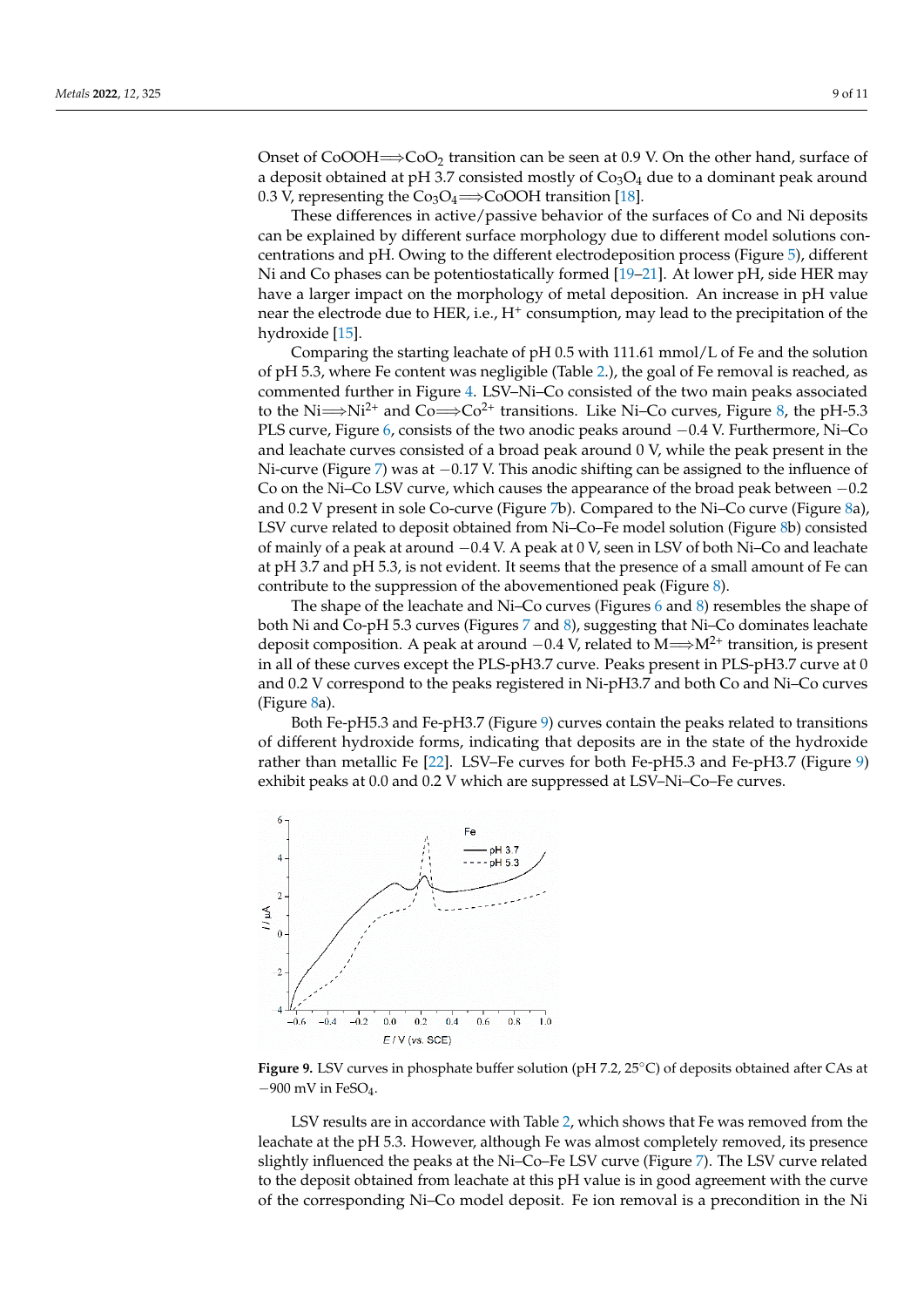Onset of $CoOOH \Longrightarrow CoO_2$ transition can be seen at 0.9 V. On the other hand, surface of a deposit obtained at pH 3.7 consisted mostly of $Co_3O_4$ due to a dominant peak around 0.3 V, representing the $Co_3O_4 \Longrightarrow CoOOH$ transition [18].

These differences in active/passive behavior of the surfaces of Co and Ni deposits can be explained by different surface morphology due to different model solutions concentrations and pH. Owing to the different electrodeposition process (Figure 5), different Ni and Co phases can be potentiostatically formed [19–21]. At lower pH, side HER may have a larger impact on the morphology of metal deposition. An increase in pH value near the electrode due to HER, i.e., $H^+$ consumption, may lead to the precipitation of the hydroxide [15].

Comparing the starting leachate of pH 0.5 with 111.61 mmol/L of Fe and the solution of pH 5.3, where Fe content was negligible (Table 2.), the goal of Fe removal is reached, as commented further in Figure 4. LSV–Ni–Co consisted of the two main peaks associated to the $Ni \Longrightarrow Ni^{2+}$ and $Co \Longrightarrow Co^{2+}$ transitions. Like Ni–Co curves, Figure 8, the pH-5.3 PLS curve, Figure 6, consists of the two anodic peaks around −0.4 V. Furthermore, Ni–Co and leachate curves consisted of a broad peak around 0 V, while the peak present in the Ni-curve (Figure 7) was at −0.17 V. This anodic shifting can be assigned to the influence of Co on the Ni–Co LSV curve, which causes the appearance of the broad peak between −0.2 and 0.2 V present in sole Co-curve (Figure 7b). Compared to the Ni–Co curve (Figure 8a), LSV curve related to deposit obtained from Ni–Co–Fe model solution (Figure 8b) consisted of mainly of a peak at around −0.4 V. A peak at 0 V, seen in LSV of both Ni–Co and leachate at pH 3.7 and pH 5.3, is not evident. It seems that the presence of a small amount of Fe can contribute to the suppression of the abovementioned peak (Figure 8).

The shape of the leachate and Ni–Co curves (Figures 6 and 8) resembles the shape of both Ni and Co-pH 5.3 curves (Figures 7 and 8), suggesting that Ni–Co dominates leachate deposit composition. A peak at around −0.4 V, related to $M \Longrightarrow M^{2+}$ transition, is present in all of these curves except the PLS-pH3.7 curve. Peaks present in PLS-pH3.7 curve at 0 and 0.2 V correspond to the peaks registered in Ni-pH3.7 and both Co and Ni–Co curves (Figure 8a).

Both Fe-pH5.3 and Fe-pH3.7 (Figure 9) curves contain the peaks related to transitions of different hydroxide forms, indicating that deposits are in the state of the hydroxide rather than metallic Fe [22]. LSV–Fe curves for both Fe-pH5.3 and Fe-pH3.7 (Figure 9) exhibit peaks at 0.0 and 0.2 V which are suppressed at LSV–Ni–Co–Fe curves.

**Figure 9.** LSV curves in phosphate buffer solution (pH 7.2, 25°C) of deposits obtained after CAs at −900 mV in $FeSO_4$.

LSV results are in accordance with Table 2, which shows that Fe was removed from the leachate at the pH 5.3. However, although Fe was almost completely removed, its presence slightly influenced the peaks at the Ni–Co–Fe LSV curve (Figure 7). The LSV curve related to the deposit obtained from leachate at this pH value is in good agreement with the curve of the corresponding Ni–Co model deposit. Fe ion removal is a precondition in the Ni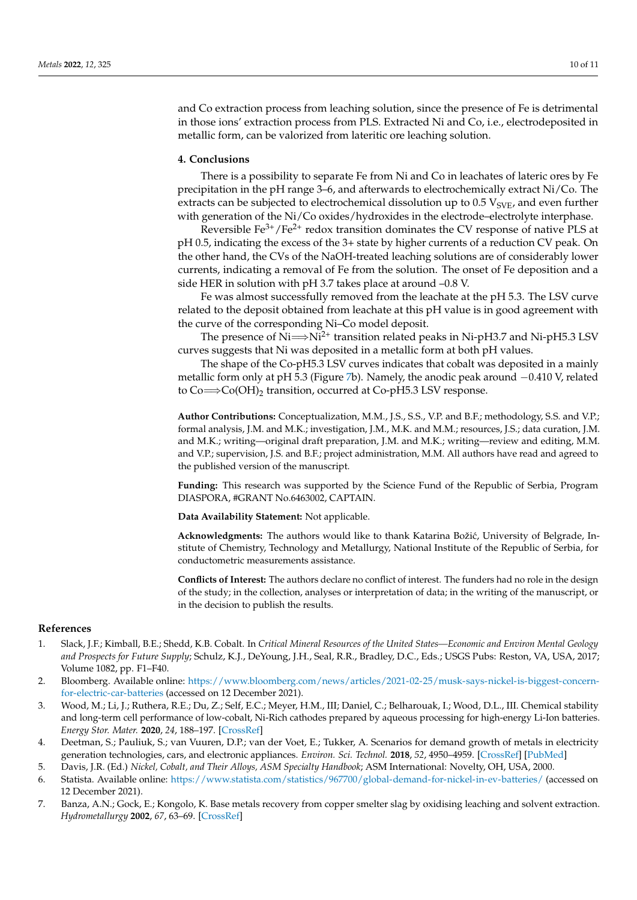and Co extraction process from leaching solution, since the presence of Fe is detrimental in those ions' extraction process from PLS. Extracted Ni and Co, i.e., electrodeposited in metallic form, can be valorized from lateritic ore leaching solution.

## 4. Conclusions

There is a possibility to separate Fe from Ni and Co in leachates of lateric ores by Fe precipitation in the pH range 3–6, and afterwards to electrochemically extract Ni/Co. The extracts can be subjected to electrochemical dissolution up to 0.5 $V_{SVE}$, and even further with generation of the Ni/Co oxides/hydroxides in the electrode–electrolyte interphase.

Reversible $Fe^{3+}/Fe^{2+}$ redox transition dominates the CV response of native PLS at pH 0.5, indicating the excess of the 3+ state by higher currents of a reduction CV peak. On the other hand, the CVs of the NaOH-treated leaching solutions are of considerably lower currents, indicating a removal of Fe from the solution. The onset of Fe deposition and a side HER in solution with pH 3.7 takes place at around –0.8 V.

Fe was almost successfully removed from the leachate at the pH 5.3. The LSV curve related to the deposit obtained from leachate at this pH value is in good agreement with the curve of the corresponding Ni–Co model deposit.

The presence of $Ni \Longrightarrow Ni^{2+}$ transition related peaks in Ni-pH3.7 and Ni-pH5.3 LSV curves suggests that Ni was deposited in a metallic form at both pH values.

The shape of the Co-pH5.3 LSV curves indicates that cobalt was deposited in a mainly metallic form only at pH 5.3 (Figure 7b). Namely, the anodic peak around −0.410 V, related to $Co \Longrightarrow Co(OH)_2$ transition, occurred at Co-pH5.3 LSV response.

**Author Contributions:** Conceptualization, M.M., J.S., S.S., V.P. and B.F.; methodology, S.S. and V.P.; formal analysis, J.M. and M.K.; investigation, J.M., M.K. and M.M.; resources, J.S.; data curation, J.M. and M.K.; writing—original draft preparation, J.M. and M.K.; writing—review and editing, M.M. and V.P.; supervision, J.S. and B.F.; project administration, M.M. All authors have read and agreed to the published version of the manuscript.

**Funding:** This research was supported by the Science Fund of the Republic of Serbia, Program DIASPORA, #GRANT No.6463002, CAPTAIN.

**Data Availability Statement:** Not applicable.

**Acknowledgments:** The authors would like to thank Katarina Božić, University of Belgrade, Institute of Chemistry, Technology and Metallurgy, National Institute of the Republic of Serbia, for conductometric measurements assistance.

**Conflicts of Interest:** The authors declare no conflict of interest. The funders had no role in the design of the study; in the collection, analyses or interpretation of data; in the writing of the manuscript, or in the decision to publish the results.

## References

1. Slack, J.F.; Kimball, B.E.; Shedd, K.B. Cobalt. In *Critical Mineral Resources of the United States—Economic and Environ Mental Geology and Prospects for Future Supply*; Schulz, K.J., DeYoung, J.H., Seal, R.R., Bradley, D.C., Eds.; USGS Pubs: Reston, VA, USA, 2017; Volume 1082, pp. F1–F40.
2. Bloomberg. Available online: https://www.bloomberg.com/news/articles/2021-02-25/musk-says-nickel-is-biggest-concern-for-electric-car-batteries (accessed on 12 December 2021).
3. Wood, M.; Li, J.; Ruthera, R.E.; Du, Z.; Self, E.C.; Meyer, H.M., III; Daniel, C.; Belharouak, I.; Wood, D.L., III. Chemical stability and long-term cell performance of low-cobalt, Ni-Rich cathodes prepared by aqueous processing for high-energy Li-Ion batteries. *Energy Stor. Mater.* **2020**, *24*, 188–197. [CrossRef]
4. Deetman, S.; Pauliuk, S.; van Vuuren, D.P.; van der Voet, E.; Tukker, A. Scenarios for demand growth of metals in electricity generation technologies, cars, and electronic appliances. *Environ. Sci. Technol.* **2018**, *52*, 4950–4959. [CrossRef] [PubMed]
5. Davis, J.R. (Ed.) *Nickel, Cobalt, and Their Alloys, ASM Specialty Handbook*; ASM International: Novelty, OH, USA, 2000.
6. Statista. Available online: https://www.statista.com/statistics/967700/global-demand-for-nickel-in-ev-batteries/ (accessed on 12 December 2021).
7. Banza, A.N.; Gock, E.; Kongolo, K. Base metals recovery from copper smelter slag by oxidising leaching and solvent extraction. *Hydrometallurgy* **2002**, *67*, 63–69. [CrossRef]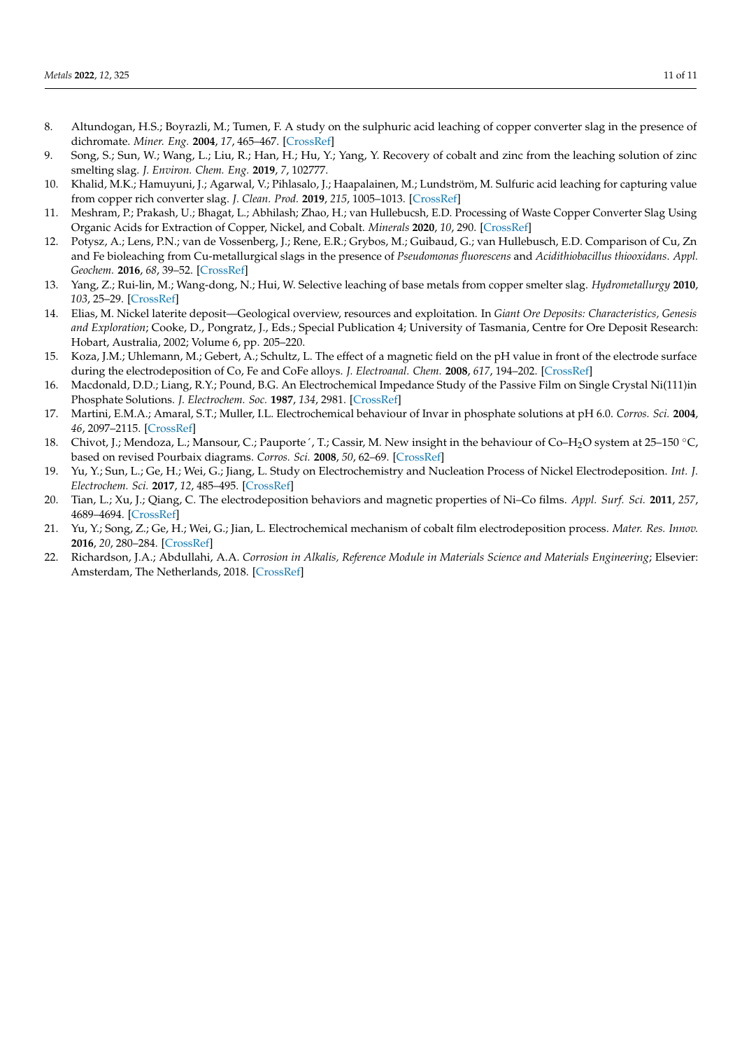8. Altundogan, H.S.; Boyrazli, M.; Tumen, F. A study on the sulphuric acid leaching of copper converter slag in the presence of dichromate. *Miner. Eng.* **2004**, *17*, 465–467. [CrossRef]
9. Song, S.; Sun, W.; Wang, L.; Liu, R.; Han, H.; Hu, Y.; Yang, Y. Recovery of cobalt and zinc from the leaching solution of zinc smelting slag. *J. Environ. Chem. Eng.* **2019**, *7*, 102777.
10. Khalid, M.K.; Hamuyuni, J.; Agarwal, V.; Pihlasalo, J.; Haapalainen, M.; Lundström, M. Sulfuric acid leaching for capturing value from copper rich converter slag. *J. Clean. Prod.* **2019**, *215*, 1005–1013. [CrossRef]
11. Meshram, P.; Prakash, U.; Bhagat, L.; Abhilash; Zhao, H.; van Hullebucsh, E.D. Processing of Waste Copper Converter Slag Using Organic Acids for Extraction of Copper, Nickel, and Cobalt. *Minerals* **2020**, *10*, 290. [CrossRef]
12. Potysz, A.; Lens, P.N.; van de Vossenberg, J.; Rene, E.R.; Grybos, M.; Guibaud, G.; van Hullebusch, E.D. Comparison of Cu, Zn and Fe bioleaching from Cu-metallurgical slags in the presence of *Pseudomonas fluorescens* and *Acidithiobacillus thiooxidans*. *Appl. Geochem.* **2016**, *68*, 39–52. [CrossRef]
13. Yang, Z.; Rui-lin, M.; Wang-dong, N.; Hui, W. Selective leaching of base metals from copper smelter slag. *Hydrometallurgy* **2010**, *103*, 25–29. [CrossRef]
14. Elias, M. Nickel laterite deposit—Geological overview, resources and exploitation. In *Giant Ore Deposits: Characteristics, Genesis and Exploration*; Cooke, D., Pongratz, J., Eds.; Special Publication 4; University of Tasmania, Centre for Ore Deposit Research: Hobart, Australia, 2002; Volume 6, pp. 205–220.
15. Koza, J.M.; Uhlemann, M.; Gebert, A.; Schultz, L. The effect of a magnetic field on the pH value in front of the electrode surface during the electrodeposition of Co, Fe and CoFe alloys. *J. Electroanal. Chem.* **2008**, *617*, 194–202. [CrossRef]
16. Macdonald, D.D.; Liang, R.Y.; Pound, B.G. An Electrochemical Impedance Study of the Passive Film on Single Crystal Ni(111)in Phosphate Solutions. *J. Electrochem. Soc.* **1987**, *134*, 2981. [CrossRef]
17. Martini, E.M.A.; Amaral, S.T.; Muller, I.L. Electrochemical behaviour of Invar in phosphate solutions at pH 6.0. *Corros. Sci.* **2004**, *46*, 2097–2115. [CrossRef]
18. Chivot, J.; Mendoza, L.; Mansour, C.; Pauporte´, T.; Cassir, M. New insight in the behaviour of Co–$H_2O$ system at 25–150 °C, based on revised Pourbaix diagrams. *Corros. Sci.* **2008**, *50*, 62–69. [CrossRef]
19. Yu, Y.; Sun, L.; Ge, H.; Wei, G.; Jiang, L. Study on Electrochemistry and Nucleation Process of Nickel Electrodeposition. *Int. J. Electrochem. Sci.* **2017**, *12*, 485–495. [CrossRef]
20. Tian, L.; Xu, J.; Qiang, C. The electrodeposition behaviors and magnetic properties of Ni–Co films. *Appl. Surf. Sci.* **2011**, *257*, 4689–4694. [CrossRef]
21. Yu, Y.; Song, Z.; Ge, H.; Wei, G.; Jian, L. Electrochemical mechanism of cobalt film electrodeposition process. *Mater. Res. Innov.* **2016**, *20*, 280–284. [CrossRef]
22. Richardson, J.A.; Abdullahi, A.A. *Corrosion in Alkalis, Reference Module in Materials Science and Materials Engineering*; Elsevier: Amsterdam, The Netherlands, 2018. [CrossRef]